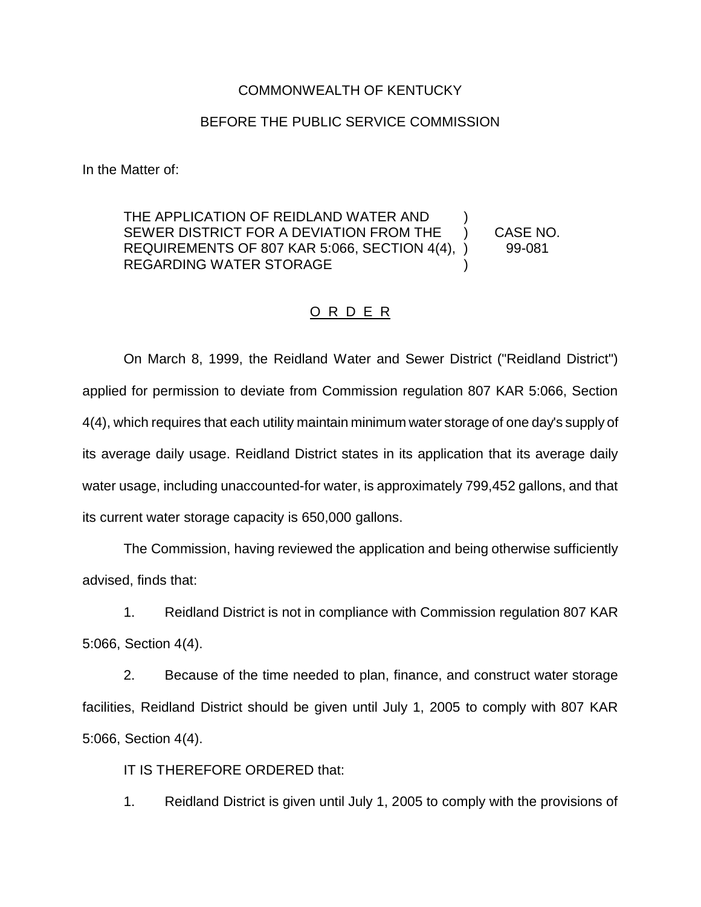COMMONWEALTH OF KENTUCKY

BEFORE THE PUBLIC SERVICE COMMISSION

In the Matter of:

THE APPLICATION OF REIDLAND WATER AND SEWER DISTRICT FOR A DEVIATION FROM THE REQUIREMENTS OF 807 KAR 5:066, SECTION 4(4), REGARDING WATER STORAGE ) CASE NO. 99-081

O R D E R

On March 8, 1999, the Reidland Water and Sewer District ("Reidland District") applied for permission to deviate from Commission regulation 807 KAR 5:066, Section 4(4), which requires that each utility maintain minimum water storage of one day's supply of its average daily usage. Reidland District states in its application that its average daily water usage, including unaccounted-for water, is approximately 799,452 gallons, and that its current water storage capacity is 650,000 gallons.

The Commission, having reviewed the application and being otherwise sufficiently advised, finds that:

1. Reidland District is not in compliance with Commission regulation 807 KAR 5:066, Section 4(4).

2. Because of the time needed to plan, finance, and construct water storage facilities, Reidland District should be given until July 1, 2005 to comply with 807 KAR 5:066, Section 4(4).

IT IS THEREFORE ORDERED that:

1. Reidland District is given until July 1, 2005 to comply with the provisions of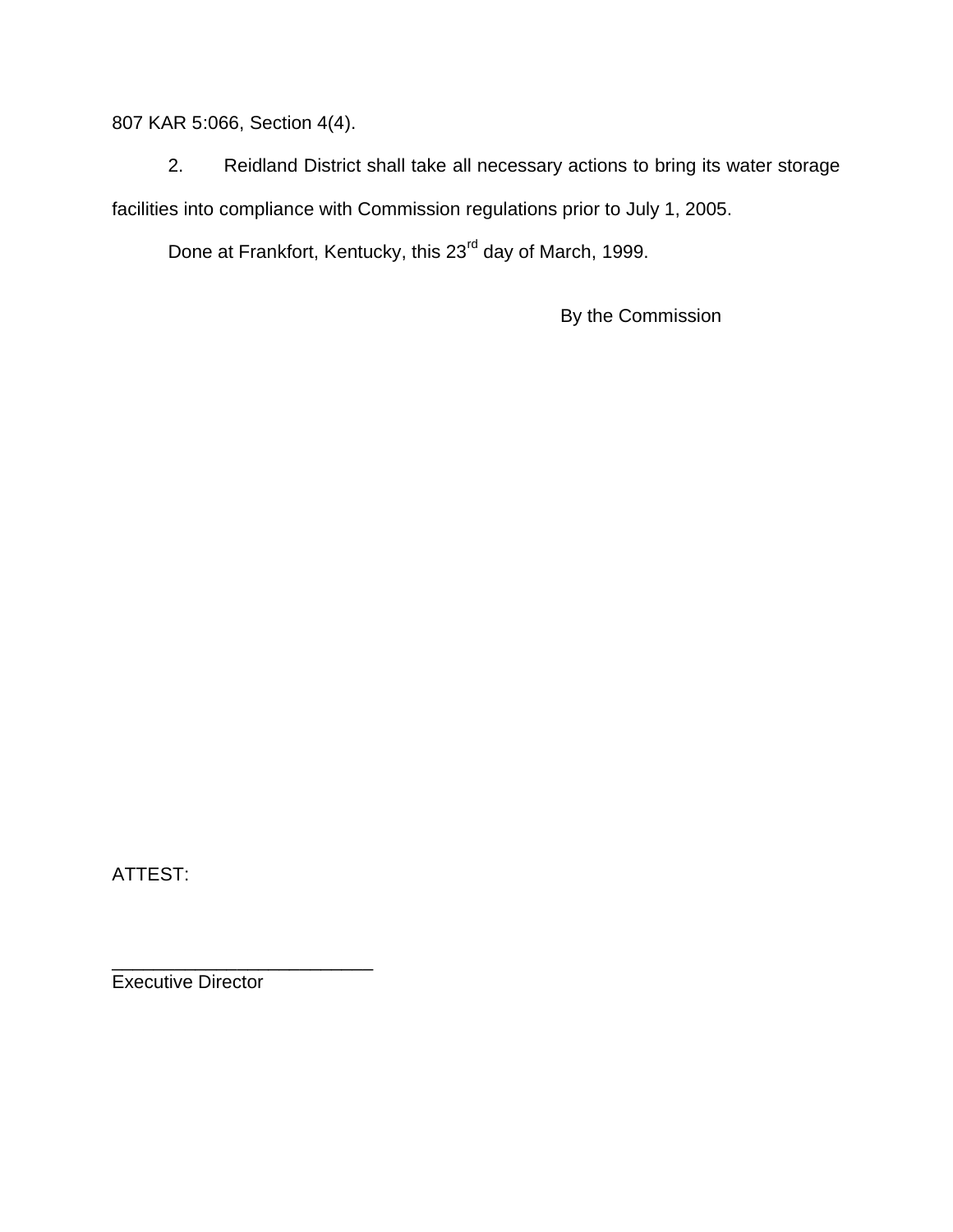807 KAR 5:066, Section 4(4).

2. Reidland District shall take all necessary actions to bring its water storage facilities into compliance with Commission regulations prior to July 1, 2005.

Done at Frankfort, Kentucky, this 23rd day of March, 1999.

By the Commission

ATTEST:

_________________________
Executive Director